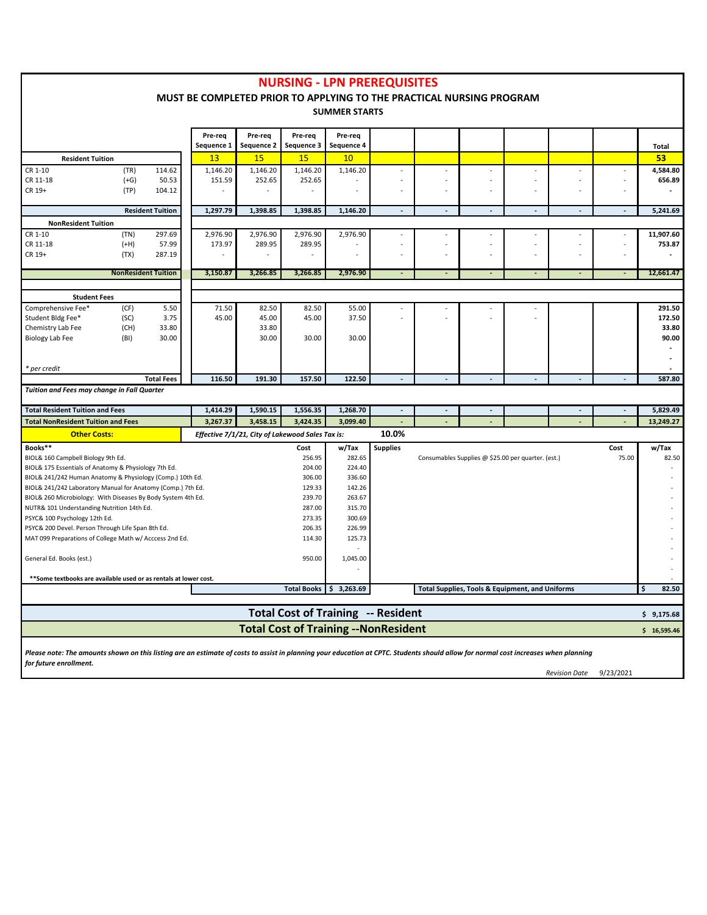# NURSING - LPN PREREQUISITES

## MUST BE COMPLETED PRIOR TO APPLYING TO THE PRACTICAL NURSING PROGRAM

### SUMMER STARTS

| | | | Pre-req Sequence 1 | Pre-req Sequence 2 | Pre-req Sequence 3 | Pre-req Sequence 4 | | | | | | | Total |
|---|---|---|---|---|---|---|---|---|---|---|---|---|---|
| **Resident Tuition** | | | 13 | 15 | 15 | 10 | | | | | | | **53** |
| CR 1-10 | (TR) | 114.62 | 1,146.20 | 1,146.20 | 1,146.20 | 1,146.20 | - | - | - | - | - | - | **4,584.80** |
| CR 11-18 | (+G) | 50.53 | 151.59 | 252.65 | 252.65 | - | - | - | - | - | - | - | **656.89** |
| CR 19+ | (TP) | 104.12 | - | - | - | - | - | - | - | - | - | - | **-** |
| | | **Resident Tuition** | **1,297.79** | **1,398.85** | **1,398.85** | **1,146.20** | **-** | **-** | **-** | **-** | **-** | **-** | **5,241.69** |
| **NonResident Tuition** | | | | | | | | | | | | | |
| CR 1-10 | (TN) | 297.69 | 2,976.90 | 2,976.90 | 2,976.90 | 2,976.90 | - | - | - | - | - | - | **11,907.60** |
| CR 11-18 | (+H) | 57.99 | 173.97 | 289.95 | 289.95 | - | - | - | - | - | - | - | **753.87** |
| CR 19+ | (TX) | 287.19 | - | - | - | - | - | - | - | - | - | - | **-** |
| | | **NonResident Tuition** | **3,150.87** | **3,266.85** | **3,266.85** | **2,976.90** | **-** | **-** | **-** | **-** | **-** | **-** | **12,661.47** |
| **Student Fees** | | | | | | | | | | | | | |
| Comprehensive Fee* | (CF) | 5.50 | 71.50 | 82.50 | 82.50 | 55.00 | - | - | - | - | | | **291.50** |
| Student Bldg Fee* | (SC) | 3.75 | 45.00 | 45.00 | 45.00 | 37.50 | - | - | - | - | | | **172.50** |
| Chemistry Lab Fee | (CH) | 33.80 | | 33.80 | | | | | | | | | **33.80** |
| Biology Lab Fee | (BI) | 30.00 | | 30.00 | 30.00 | 30.00 | | | | | | | **90.00** |
| | | | | | | | | | | | | | **-** |
| | | | | | | | | | | | | | **-** |
| *\* per credit* | | | | | | | | | | | | | **-** |
| | | **Total Fees** | **116.50** | **191.30** | **157.50** | **122.50** | **-** | **-** | **-** | **-** | **-** | **-** | **587.80** |
| ***Tuition and Fees may change in Fall Quarter*** | | | | | | | | | | | | | |
| **Total Resident Tuition and Fees** | | | **1,414.29** | **1,590.15** | **1,556.35** | **1,268.70** | **-** | **-** | **-** | | **-** | **-** | **5,829.49** |
| **Total NonResident Tuition and Fees** | | | **3,267.37** | **3,458.15** | **3,424.35** | **3,099.40** | **-** | **-** | **-** | | **-** | **-** | **13,249.27** |

**Other Costs:** *Effective 7/1/21, City of Lakewood Sales Tax is:* **10.0%**

| Books** | Cost | w/Tax |
|---|---|---|
| BIOL& 160 Campbell Biology 9th Ed. | 256.95 | 282.65 |
| BIOL& 175 Essentials of Anatomy & Physiology 7th Ed. | 204.00 | 224.40 |
| BIOL& 241/242 Human Anatomy & Physiology (Comp.) 10th Ed. | 306.00 | 336.60 |
| BIOL& 241/242 Laboratory Manual for Anatomy (Comp.) 7th Ed. | 129.33 | 142.26 |
| BIOL& 260 Microbiology: With Diseases By Body System 4th Ed. | 239.70 | 263.67 |
| NUTR& 101 Understanding Nutrition 14th Ed. | 287.00 | 315.70 |
| PSYC& 100 Psychology 12th Ed. | 273.35 | 300.69 |
| PSYC& 200 Devel. Person Through Life Span 8th Ed. | 206.35 | 226.99 |
| MAT 099 Preparations of College Math w/ Acccess 2nd Ed. | 114.30 | 125.73 |
| | | - |
| General Ed. Books (est.) | 950.00 | 1,045.00 |
| | | - |
| **Some textbooks are available used or as rentals at lower cost. | | |
| | **Total Books** | **$ 3,263.69** |

| Supplies | Cost | w/Tax |
|---|---|---|
| Consumables Supplies @ $25.00 per quarter. (est.) | 75.00 | 82.50 |
| **Total Supplies, Tools & Equipment, and Uniforms** | | **$ 82.50** |

| | |
|---|---|
| **Total Cost of Training -- Resident** | **$ 9,175.68** |
| **Total Cost of Training --NonResident** | **$ 16,595.46** |

***Please note: The amounts shown on this listing are an estimate of costs to assist in planning your education at CPTC. Students should allow for normal cost increases when planning for future enrollment.***

*Revision Date* 9/23/2021